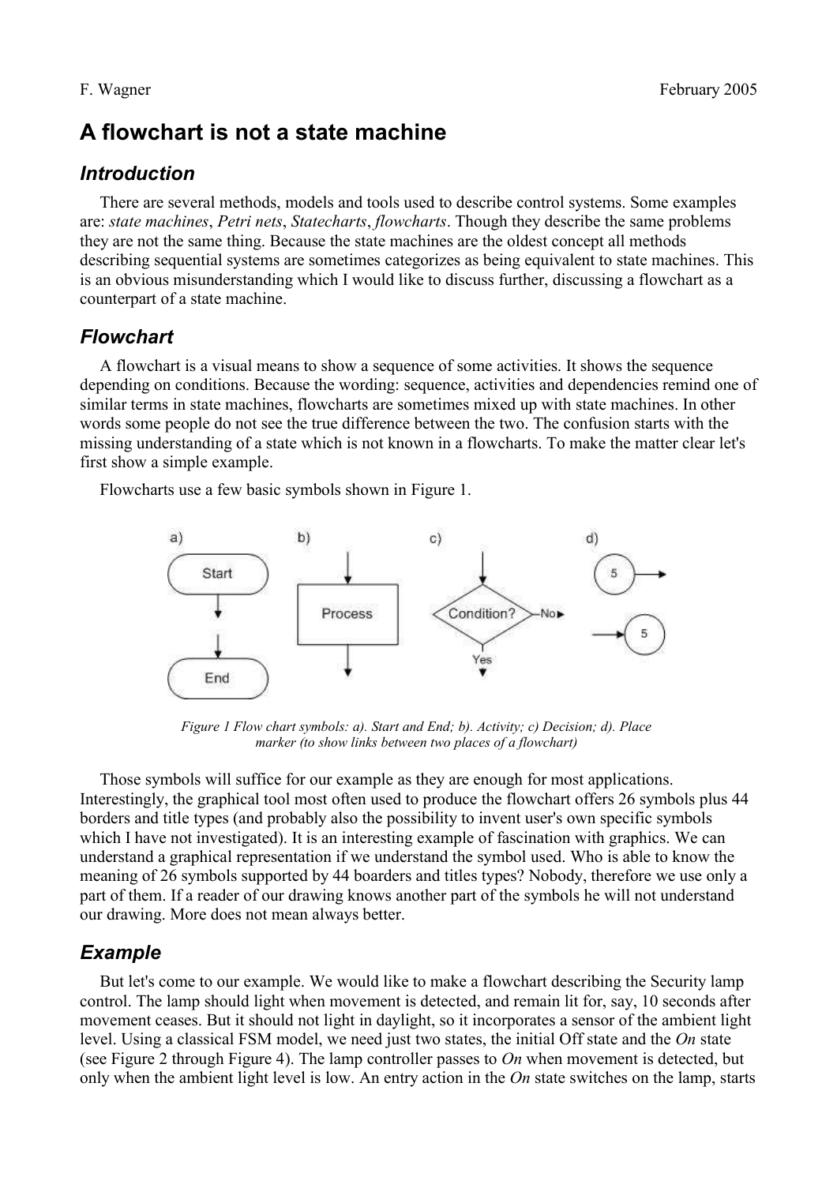# A flowchart is not a state machine

## Introduction

There are several methods, models and tools used to describe control systems. Some examples are: *state machines*, *Petri nets*, *Statecharts*, *flowcharts*. Though they describe the same problems they are not the same thing. Because the state machines are the oldest concept all methods describing sequential systems are sometimes categorizes as being equivalent to state machines. This is an obvious misunderstanding which I would like to discuss further, discussing a flowchart as a counterpart of a state machine.

## Flowchart

A flowchart is a visual means to show a sequence of some activities. It shows the sequence depending on conditions. Because the wording: sequence, activities and dependencies remind one of similar terms in state machines, flowcharts are sometimes mixed up with state machines. In other words some people do not see the true difference between the two. The confusion starts with the missing understanding of a state which is not known in a flowcharts. To make the matter clear let's first show a simple example.

Flowcharts use a few basic symbols shown in Figure 1.

*Figure 1 Flow chart symbols: a). Start and End; b). Activity; c) Decision; d). Place marker (to show links between two places of a flowchart)*

Those symbols will suffice for our example as they are enough for most applications. Interestingly, the graphical tool most often used to produce the flowchart offers 26 symbols plus 44 borders and title types (and probably also the possibility to invent user's own specific symbols which I have not investigated). It is an interesting example of fascination with graphics. We can understand a graphical representation if we understand the symbol used. Who is able to know the meaning of 26 symbols supported by 44 boarders and titles types? Nobody, therefore we use only a part of them. If a reader of our drawing knows another part of the symbols he will not understand our drawing. More does not mean always better.

## Example

But let's come to our example. We would like to make a flowchart describing the Security lamp control. The lamp should light when movement is detected, and remain lit for, say, 10 seconds after movement ceases. But it should not light in daylight, so it incorporates a sensor of the ambient light level. Using a classical FSM model, we need just two states, the initial Off state and the *On* state (see Figure 2 through Figure 4). The lamp controller passes to *On* when movement is detected, but only when the ambient light level is low. An entry action in the *On* state switches on the lamp, starts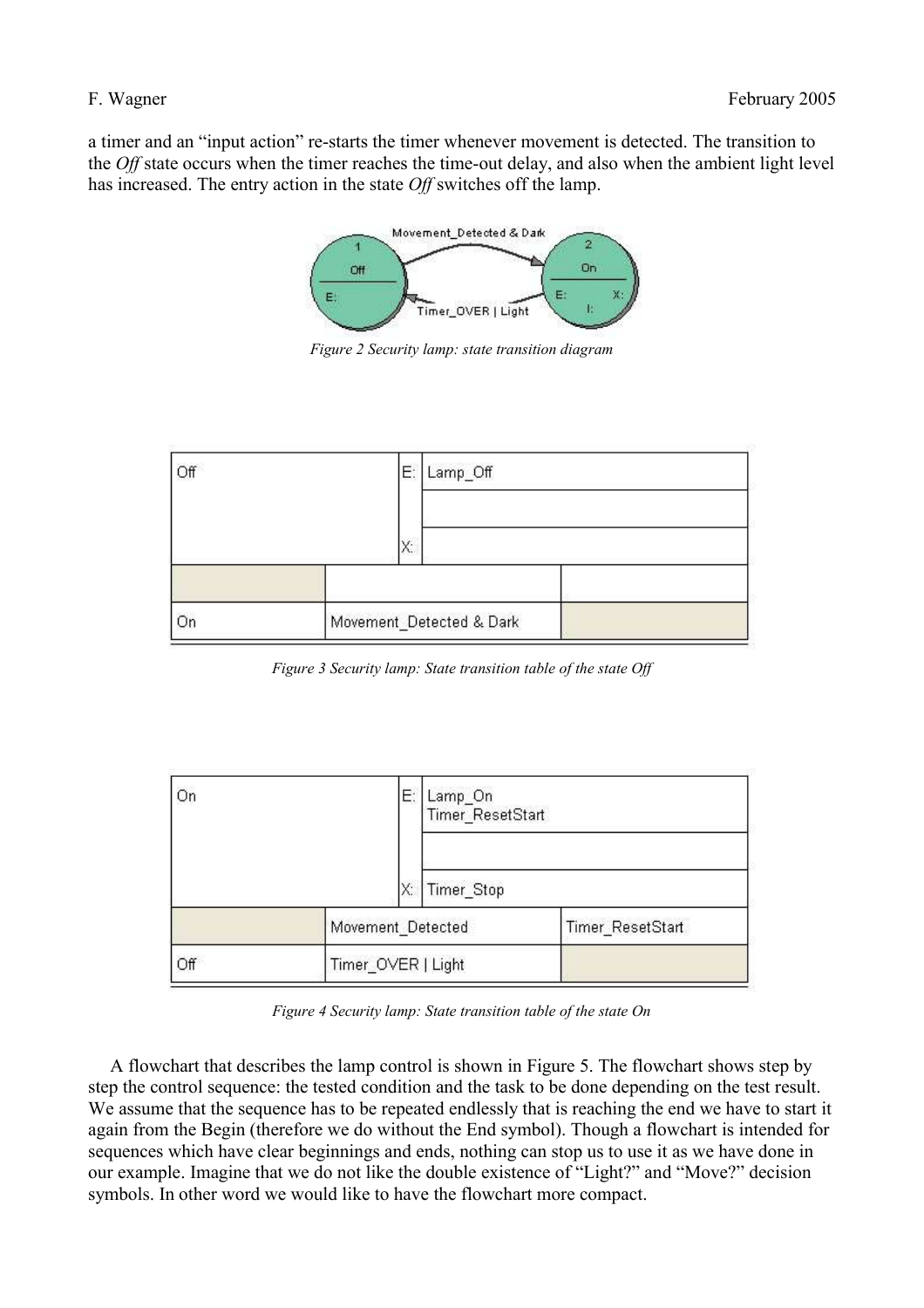a timer and an "input action" re-starts the timer whenever movement is detected. The transition to the *Off* state occurs when the timer reaches the time-out delay, and also when the ambient light level has increased. The entry action in the state *Off* switches off the lamp.

*Figure 2 Security lamp: state transition diagram*

| Off | E: | Lamp_Off |
|---|---|---|
| | | |
| | X: | |
| | | |
| On | Movement_Detected & Dark | |

*Figure 3 Security lamp: State transition table of the state Off*

| On | E: | Lamp_On<br>Timer_ResetStart |
|---|---|---|
| | | |
| | X: | Timer_Stop |
| | Movement_Detected | Timer_ResetStart |
| Off | Timer_OVER \| Light | |

*Figure 4 Security lamp: State transition table of the state On*

A flowchart that describes the lamp control is shown in Figure 5. The flowchart shows step by step the control sequence: the tested condition and the task to be done depending on the test result. We assume that the sequence has to be repeated endlessly that is reaching the end we have to start it again from the Begin (therefore we do without the End symbol). Though a flowchart is intended for sequences which have clear beginnings and ends, nothing can stop us to use it as we have done in our example. Imagine that we do not like the double existence of "Light?" and "Move?" decision symbols. In other word we would like to have the flowchart more compact.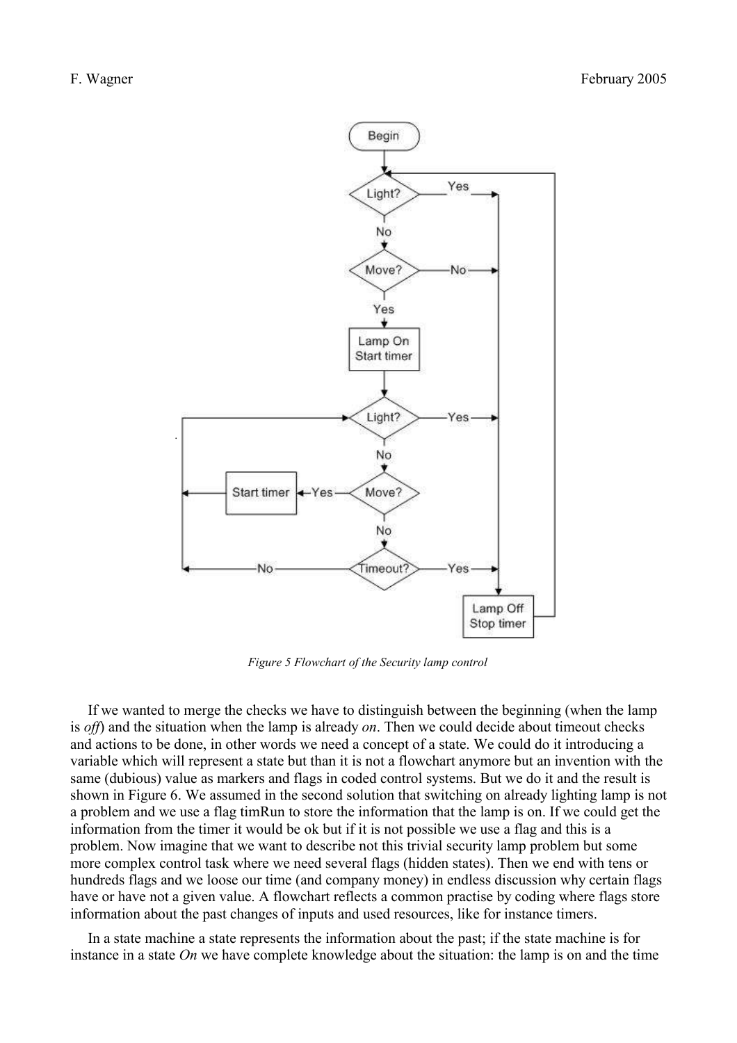Figure 5 Flowchart of the Security lamp control

If we wanted to merge the checks we have to distinguish between the beginning (when the lamp is *off*) and the situation when the lamp is already *on*. Then we could decide about timeout checks and actions to be done, in other words we need a concept of a state. We could do it introducing a variable which will represent a state but than it is not a flowchart anymore but an invention with the same (dubious) value as markers and flags in coded control systems. But we do it and the result is shown in Figure 6. We assumed in the second solution that switching on already lighting lamp is not a problem and we use a flag timRun to store the information that the lamp is on. If we could get the information from the timer it would be ok but if it is not possible we use a flag and this is a problem. Now imagine that we want to describe not this trivial security lamp problem but some more complex control task where we need several flags (hidden states). Then we end with tens or hundreds flags and we loose our time (and company money) in endless discussion why certain flags have or have not a given value. A flowchart reflects a common practise by coding where flags store information about the past changes of inputs and used resources, like for instance timers.

In a state machine a state represents the information about the past; if the state machine is for instance in a state *On* we have complete knowledge about the situation: the lamp is on and the time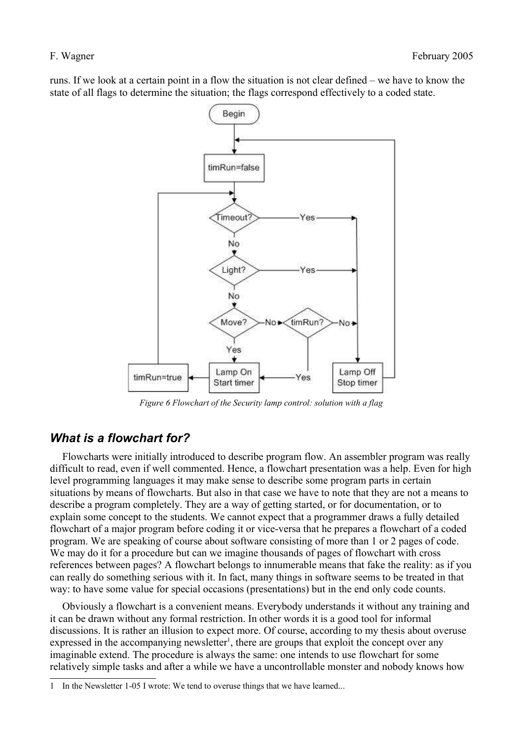runs. If we look at a certain point in a flow the situation is not clear defined – we have to know the state of all flags to determine the situation; the flags correspond effectively to a coded state.

*Figure 6 Flowchart of the Security lamp control: solution with a flag*

## *What is a flowchart for?*

Flowcharts were initially introduced to describe program flow. An assembler program was really difficult to read, even if well commented. Hence, a flowchart presentation was a help. Even for high level programming languages it may make sense to describe some program parts in certain situations by means of flowcharts. But also in that case we have to note that they are not a means to describe a program completely. They are a way of getting started, or for documentation, or to explain some concept to the students. We cannot expect that a programmer draws a fully detailed flowchart of a major program before coding it or vice-versa that he prepares a flowchart of a coded program. We are speaking of course about software consisting of more than 1 or 2 pages of code. We may do it for a procedure but can we imagine thousands of pages of flowchart with cross references between pages? A flowchart belongs to innumerable means that fake the reality: as if you can really do something serious with it. In fact, many things in software seems to be treated in that way: to have some value for special occasions (presentations) but in the end only code counts.

Obviously a flowchart is a convenient means. Everybody understands it without any training and it can be drawn without any formal restriction. In other words it is a good tool for informal discussions. It is rather an illusion to expect more. Of course, according to my thesis about overuse expressed in the accompanying newsletter[1], there are groups that exploit the concept over any imaginable extend. The procedure is always the same: one intends to use flowchart for some relatively simple tasks and after a while we have a uncontrollable monster and nobody knows how

1 In the Newsletter 1-05 I wrote: We tend to overuse things that we have learned...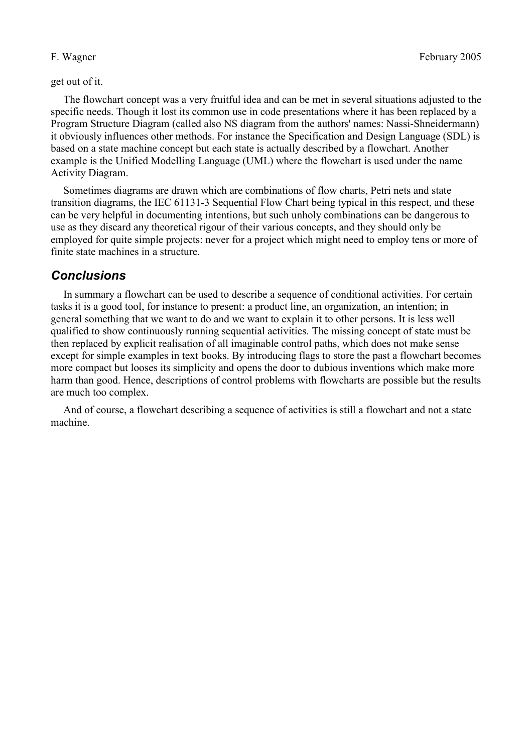get out of it.

The flowchart concept was a very fruitful idea and can be met in several situations adjusted to the specific needs. Though it lost its common use in code presentations where it has been replaced by a Program Structure Diagram (called also NS diagram from the authors' names: Nassi-Shneidermann) it obviously influences other methods. For instance the Specification and Design Language (SDL) is based on a state machine concept but each state is actually described by a flowchart. Another example is the Unified Modelling Language (UML) where the flowchart is used under the name Activity Diagram.

Sometimes diagrams are drawn which are combinations of flow charts, Petri nets and state transition diagrams, the IEC 61131-3 Sequential Flow Chart being typical in this respect, and these can be very helpful in documenting intentions, but such unholy combinations can be dangerous to use as they discard any theoretical rigour of their various concepts, and they should only be employed for quite simple projects: never for a project which might need to employ tens or more of finite state machines in a structure.

## *Conclusions*

In summary a flowchart can be used to describe a sequence of conditional activities. For certain tasks it is a good tool, for instance to present: a product line, an organization, an intention; in general something that we want to do and we want to explain it to other persons. It is less well qualified to show continuously running sequential activities. The missing concept of state must be then replaced by explicit realisation of all imaginable control paths, which does not make sense except for simple examples in text books. By introducing flags to store the past a flowchart becomes more compact but looses its simplicity and opens the door to dubious inventions which make more harm than good. Hence, descriptions of control problems with flowcharts are possible but the results are much too complex.

And of course, a flowchart describing a sequence of activities is still a flowchart and not a state machine.